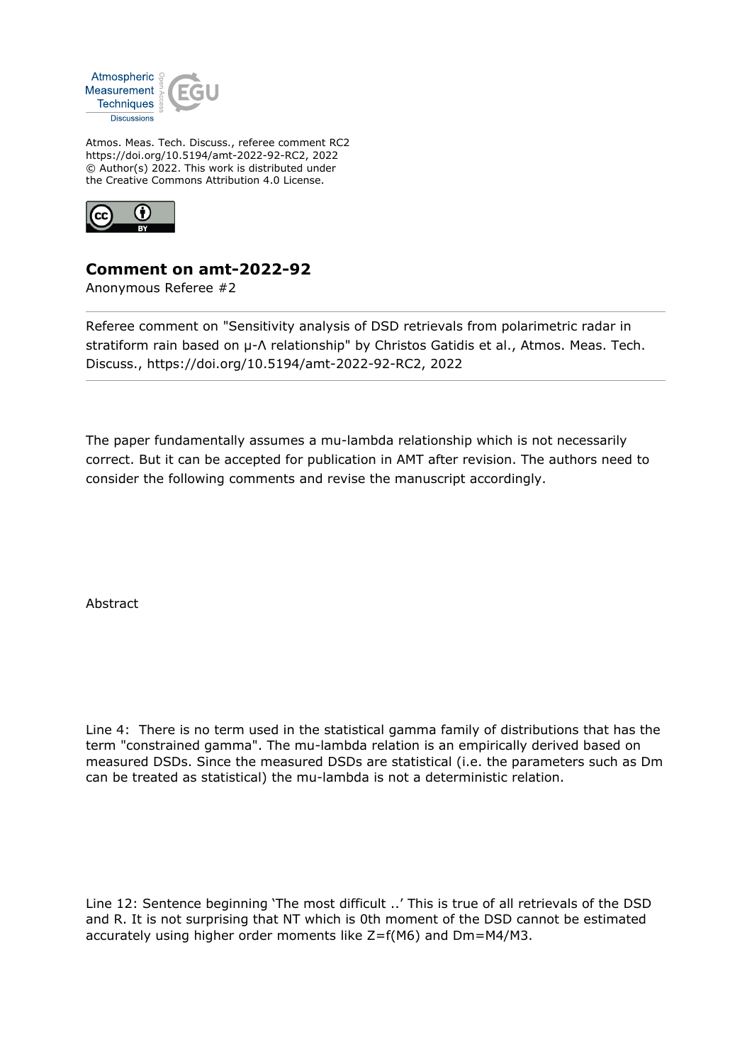Atmos. Meas. Tech. Discuss., referee comment RC2
https://doi.org/10.5194/amt-2022-92-RC2, 2022
© Author(s) 2022. This work is distributed under
the Creative Commons Attribution 4.0 License.

## Comment on amt-2022-92

Anonymous Referee #2

---

Referee comment on "Sensitivity analysis of DSD retrievals from polarimetric radar in stratiform rain based on μ-Λ relationship" by Christos Gatidis et al., Atmos. Meas. Tech. Discuss., https://doi.org/10.5194/amt-2022-92-RC2, 2022

---

The paper fundamentally assumes a mu-lambda relationship which is not necessarily correct. But it can be accepted for publication in AMT after revision. The authors need to consider the following comments and revise the manuscript accordingly.

Abstract

Line 4: There is no term used in the statistical gamma family of distributions that has the term "constrained gamma". The mu-lambda relation is an empirically derived based on measured DSDs. Since the measured DSDs are statistical (i.e. the parameters such as Dm can be treated as statistical) the mu-lambda is not a deterministic relation.

Line 12: Sentence beginning 'The most difficult ..' This is true of all retrievals of the DSD and R. It is not surprising that NT which is 0th moment of the DSD cannot be estimated accurately using higher order moments like Z=f(M6) and Dm=M4/M3.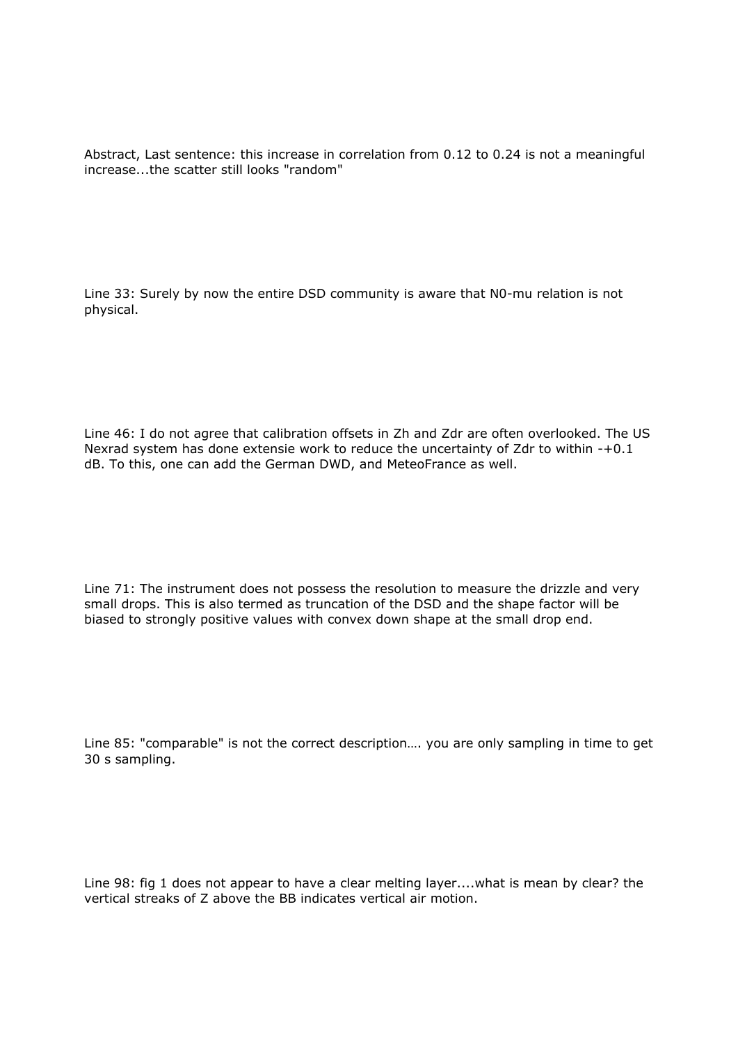Abstract, Last sentence: this increase in correlation from 0.12 to 0.24 is not a meaningful increase...the scatter still looks "random"

Line 33: Surely by now the entire DSD community is aware that N0-mu relation is not physical.

Line 46: I do not agree that calibration offsets in Zh and Zdr are often overlooked. The US Nexrad system has done extensie work to reduce the uncertainty of Zdr to within -+0.1 dB. To this, one can add the German DWD, and MeteoFrance as well.

Line 71: The instrument does not possess the resolution to measure the drizzle and very small drops. This is also termed as truncation of the DSD and the shape factor will be biased to strongly positive values with convex down shape at the small drop end.

Line 85: "comparable" is not the correct description…. you are only sampling in time to get 30 s sampling.

Line 98: fig 1 does not appear to have a clear melting layer....what is mean by clear? the vertical streaks of Z above the BB indicates vertical air motion.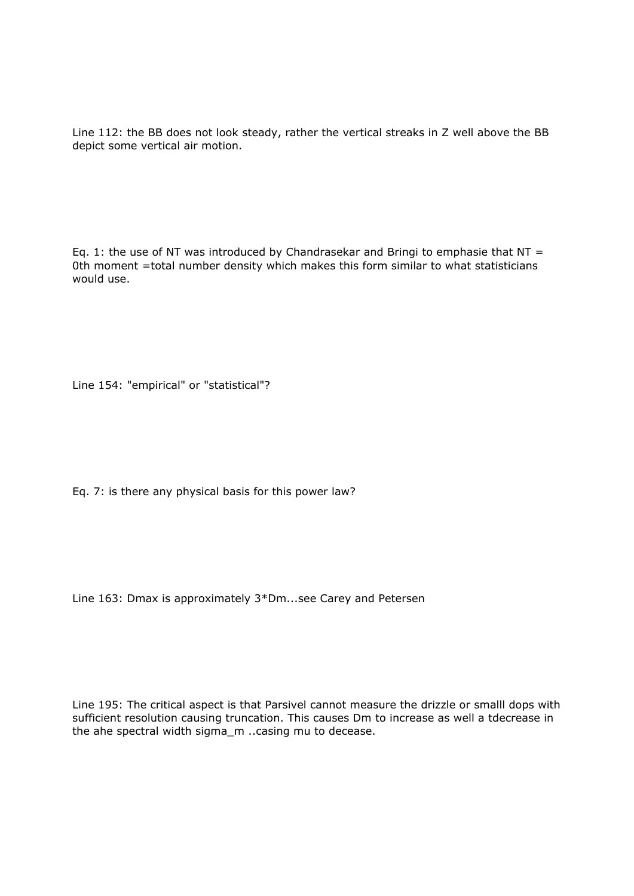Line 112: the BB does not look steady, rather the vertical streaks in Z well above the BB depict some vertical air motion.

Eq. 1: the use of NT was introduced by Chandrasekar and Bringi to emphasie that NT = 0th moment =total number density which makes this form similar to what statisticians would use.

Line 154: "empirical" or "statistical"?

Eq. 7: is there any physical basis for this power law?

Line 163: Dmax is approximately 3*Dm...see Carey and Petersen

Line 195: The critical aspect is that Parsivel cannot measure the drizzle or smalll dops with sufficient resolution causing truncation. This causes Dm to increase as well a tdecrease in the ahe spectral width sigma_m ..casing mu to decease.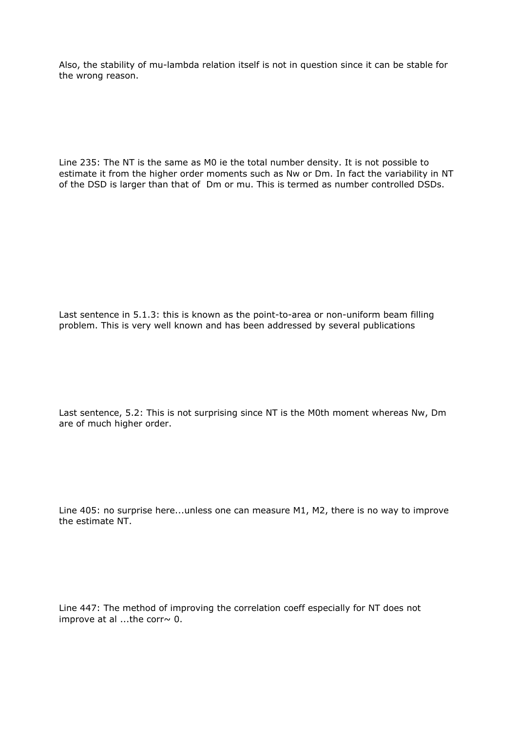Also, the stability of mu-lambda relation itself is not in question since it can be stable for the wrong reason.

Line 235: The NT is the same as M0 ie the total number density. It is not possible to estimate it from the higher order moments such as Nw or Dm. In fact the variability in NT of the DSD is larger than that of Dm or mu. This is termed as number controlled DSDs.

Last sentence in 5.1.3: this is known as the point-to-area or non-uniform beam filling problem. This is very well known and has been addressed by several publications

Last sentence, 5.2: This is not surprising since NT is the M0th moment whereas Nw, Dm are of much higher order.

Line 405: no surprise here...unless one can measure M1, M2, there is no way to improve the estimate NT.

Line 447: The method of improving the correlation coeff especially for NT does not improve at al ...the corr~ 0.